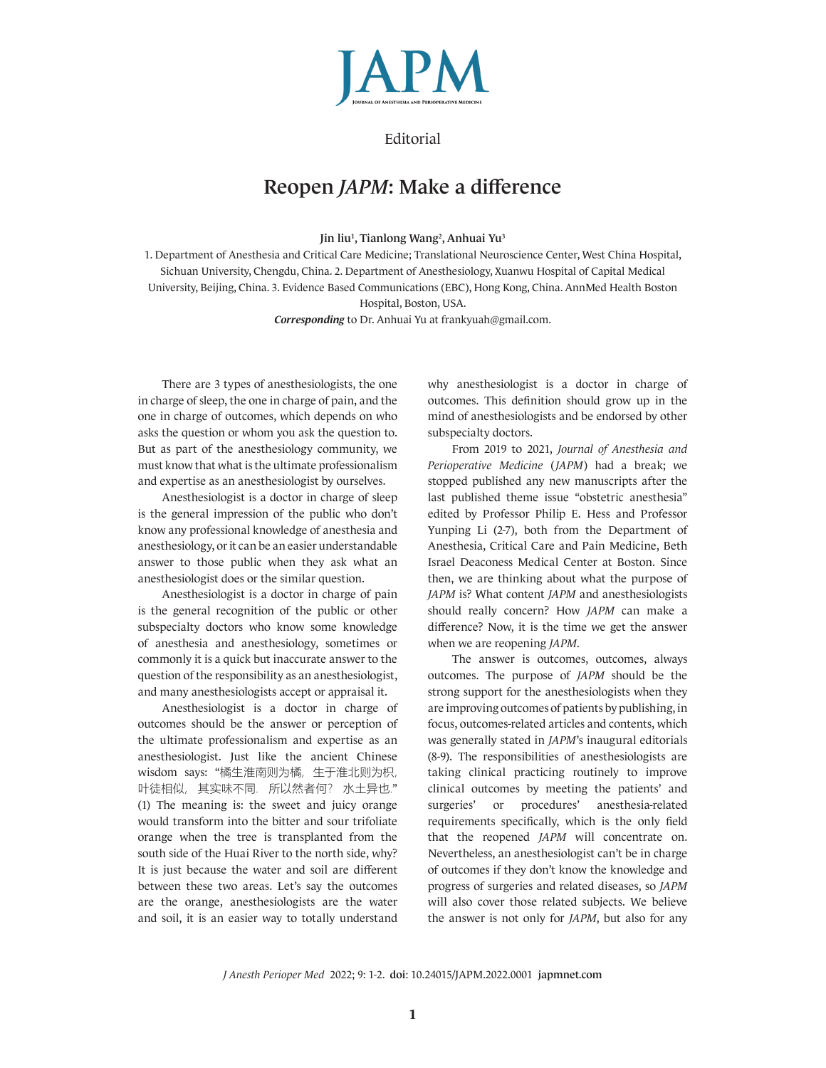Editorial

# Reopen *JAPM*: Make a difference

**Jin liu[1], Tianlong Wang[2], Anhuai Yu[3]**

1. Department of Anesthesia and Critical Care Medicine; Translational Neuroscience Center, West China Hospital, Sichuan University, Chengdu, China. 2. Department of Anesthesiology, Xuanwu Hospital of Capital Medical University, Beijing, China. 3. Evidence Based Communications (EBC), Hong Kong, China. AnnMed Health Boston Hospital, Boston, USA.

***Corresponding*** to Dr. Anhuai Yu at frankyuah@gmail.com.

There are 3 types of anesthesiologists, the one in charge of sleep, the one in charge of pain, and the one in charge of outcomes, which depends on who asks the question or whom you ask the question to. But as part of the anesthesiology community, we must know that what is the ultimate professionalism and expertise as an anesthesiologist by ourselves.

Anesthesiologist is a doctor in charge of sleep is the general impression of the public who don't know any professional knowledge of anesthesia and anesthesiology, or it can be an easier understandable answer to those public when they ask what an anesthesiologist does or the similar question.

Anesthesiologist is a doctor in charge of pain is the general recognition of the public or other subspecialty doctors who know some knowledge of anesthesia and anesthesiology, sometimes or commonly it is a quick but inaccurate answer to the question of the responsibility as an anesthesiologist, and many anesthesiologists accept or appraisal it.

Anesthesiologist is a doctor in charge of outcomes should be the answer or perception of the ultimate professionalism and expertise as an anesthesiologist. Just like the ancient Chinese wisdom says: "橘生淮南则为橘，生于淮北则为枳，叶徒相似，其实味不同．所以然者何？水土异也." (1) The meaning is: the sweet and juicy orange would transform into the bitter and sour trifoliate orange when the tree is transplanted from the south side of the Huai River to the north side, why? It is just because the water and soil are different between these two areas. Let's say the outcomes are the orange, anesthesiologists are the water and soil, it is an easier way to totally understand why anesthesiologist is a doctor in charge of outcomes. This definition should grow up in the mind of anesthesiologists and be endorsed by other subspecialty doctors.

From 2019 to 2021, *Journal of Anesthesia and Perioperative Medicine* (*JAPM*) had a break; we stopped published any new manuscripts after the last published theme issue "obstetric anesthesia" edited by Professor Philip E. Hess and Professor Yunping Li (2-7), both from the Department of Anesthesia, Critical Care and Pain Medicine, Beth Israel Deaconess Medical Center at Boston. Since then, we are thinking about what the purpose of *JAPM* is? What content *JAPM* and anesthesiologists should really concern? How *JAPM* can make a difference? Now, it is the time we get the answer when we are reopening *JAPM*.

The answer is outcomes, outcomes, always outcomes. The purpose of *JAPM* should be the strong support for the anesthesiologists when they are improving outcomes of patients by publishing, in focus, outcomes-related articles and contents, which was generally stated in *JAPM*'s inaugural editorials (8-9). The responsibilities of anesthesiologists are taking clinical practicing routinely to improve clinical outcomes by meeting the patients' and surgeries' or procedures' anesthesia-related requirements specifically, which is the only field that the reopened *JAPM* will concentrate on. Nevertheless, an anesthesiologist can't be in charge of outcomes if they don't know the knowledge and progress of surgeries and related diseases, so *JAPM* will also cover those related subjects. We believe the answer is not only for *JAPM*, but also for any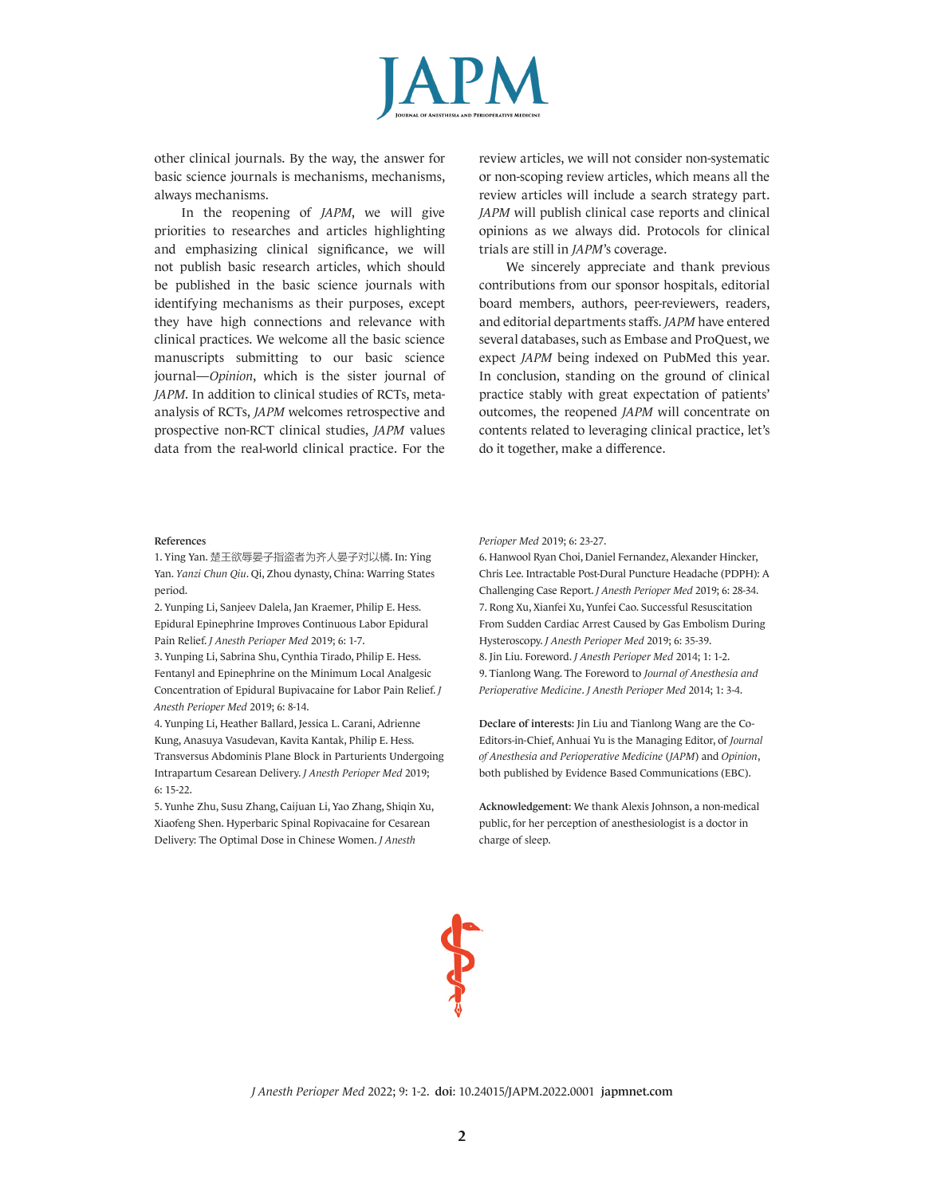other clinical journals. By the way, the answer for basic science journals is mechanisms, mechanisms, always mechanisms.

In the reopening of *JAPM*, we will give priorities to researches and articles highlighting and emphasizing clinical significance, we will not publish basic research articles, which should be published in the basic science journals with identifying mechanisms as their purposes, except they have high connections and relevance with clinical practices. We welcome all the basic science manuscripts submitting to our basic science journal—*Opinion*, which is the sister journal of *JAPM*. In addition to clinical studies of RCTs, meta-analysis of RCTs, *JAPM* welcomes retrospective and prospective non-RCT clinical studies, *JAPM* values data from the real-world clinical practice. For the review articles, we will not consider non-systematic or non-scoping review articles, which means all the review articles will include a search strategy part. *JAPM* will publish clinical case reports and clinical opinions as we always did. Protocols for clinical trials are still in *JAPM*'s coverage.

We sincerely appreciate and thank previous contributions from our sponsor hospitals, editorial board members, authors, peer-reviewers, readers, and editorial departments staffs. *JAPM* have entered several databases, such as Embase and ProQuest, we expect *JAPM* being indexed on PubMed this year. In conclusion, standing on the ground of clinical practice stably with great expectation of patients' outcomes, the reopened *JAPM* will concentrate on contents related to leveraging clinical practice, let's do it together, make a difference.

**References**

1. Ying Yan. 楚王欲辱晏子指盗者为齐人晏子对以橘. In: Ying Yan. *Yanzi Chun Qiu*. Qi, Zhou dynasty, China: Warring States period.
2. Yunping Li, Sanjeev Dalela, Jan Kraemer, Philip E. Hess. Epidural Epinephrine Improves Continuous Labor Epidural Pain Relief. *J Anesth Perioper Med* 2019; 6: 1-7.
3. Yunping Li, Sabrina Shu, Cynthia Tirado, Philip E. Hess. Fentanyl and Epinephrine on the Minimum Local Analgesic Concentration of Epidural Bupivacaine for Labor Pain Relief. *J Anesth Perioper Med* 2019; 6: 8-14.
4. Yunping Li, Heather Ballard, Jessica L. Carani, Adrienne Kung, Anasuya Vasudevan, Kavita Kantak, Philip E. Hess. Transversus Abdominis Plane Block in Parturients Undergoing Intrapartum Cesarean Delivery. *J Anesth Perioper Med* 2019; 6: 15-22.
5. Yunhe Zhu, Susu Zhang, Caijuan Li, Yao Zhang, Shiqin Xu, Xiaofeng Shen. Hyperbaric Spinal Ropivacaine for Cesarean Delivery: The Optimal Dose in Chinese Women. *J Anesth Perioper Med* 2019; 6: 23-27.
6. Hanwool Ryan Choi, Daniel Fernandez, Alexander Hincker, Chris Lee. Intractable Post-Dural Puncture Headache (PDPH): A Challenging Case Report. *J Anesth Perioper Med* 2019; 6: 28-34.
7. Rong Xu, Xianfei Xu, Yunfei Cao. Successful Resuscitation From Sudden Cardiac Arrest Caused by Gas Embolism During Hysteroscopy. *J Anesth Perioper Med* 2019; 6: 35-39.
8. Jin Liu. Foreword. *J Anesth Perioper Med* 2014; 1: 1-2.
9. Tianlong Wang. The Foreword to *Journal of Anesthesia and Perioperative Medicine*. *J Anesth Perioper Med* 2014; 1: 3-4.

**Declare of interests:** Jin Liu and Tianlong Wang are the Co-Editors-in-Chief, Anhuai Yu is the Managing Editor, of *Journal of Anesthesia and Perioperative Medicine* (*JAPM*) and *Opinion*, both published by Evidence Based Communications (EBC).

**Acknowledgement**: We thank Alexis Johnson, a non-medical public, for her perception of anesthesiologist is a doctor in charge of sleep.